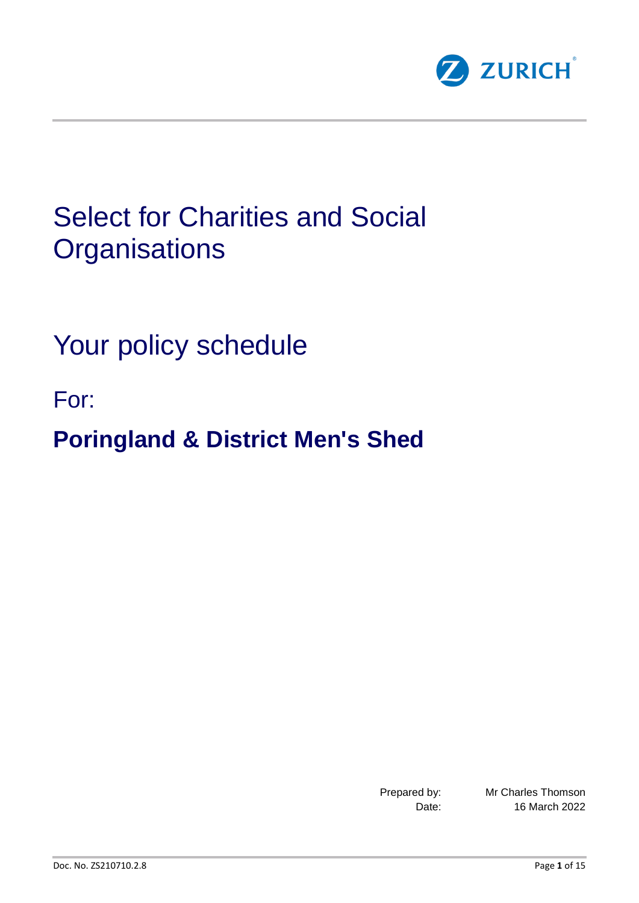ZURICH

# Select for Charities and Social Organisations

## Your policy schedule

For:

**Poringland & District Men's Shed**

Prepared by: Mr Charles Thomson
Date: 16 March 2022

Doc. No. ZS210710.2.8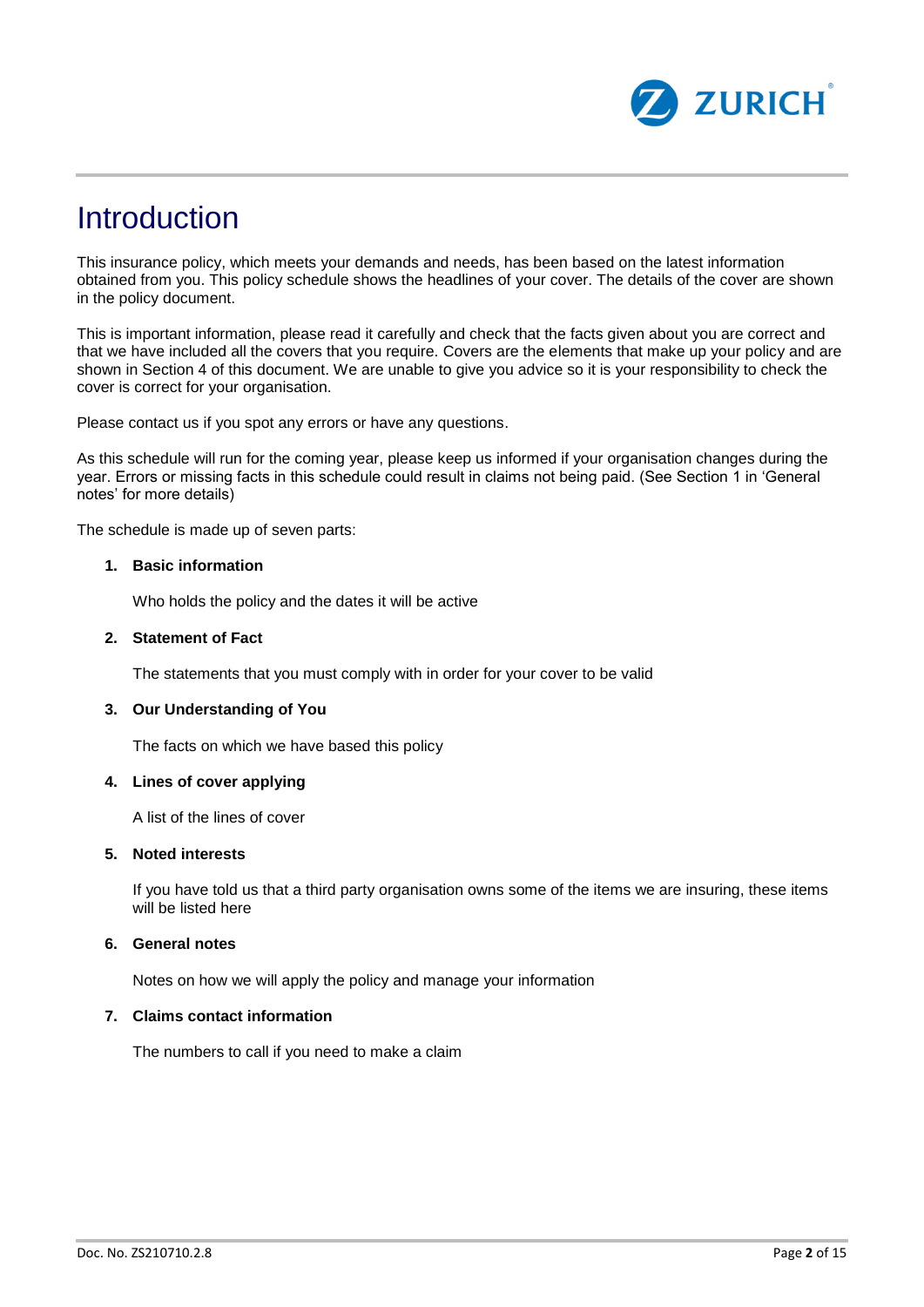# Introduction

This insurance policy, which meets your demands and needs, has been based on the latest information obtained from you. This policy schedule shows the headlines of your cover. The details of the cover are shown in the policy document.

This is important information, please read it carefully and check that the facts given about you are correct and that we have included all the covers that you require. Covers are the elements that make up your policy and are shown in Section 4 of this document. We are unable to give you advice so it is your responsibility to check the cover is correct for your organisation.

Please contact us if you spot any errors or have any questions.

As this schedule will run for the coming year, please keep us informed if your organisation changes during the year. Errors or missing facts in this schedule could result in claims not being paid. (See Section 1 in 'General notes' for more details)

The schedule is made up of seven parts:

1. **Basic information**

   Who holds the policy and the dates it will be active

2. **Statement of Fact**

   The statements that you must comply with in order for your cover to be valid

3. **Our Understanding of You**

   The facts on which we have based this policy

4. **Lines of cover applying**

   A list of the lines of cover

5. **Noted interests**

   If you have told us that a third party organisation owns some of the items we are insuring, these items will be listed here

6. **General notes**

   Notes on how we will apply the policy and manage your information

7. **Claims contact information**

   The numbers to call if you need to make a claim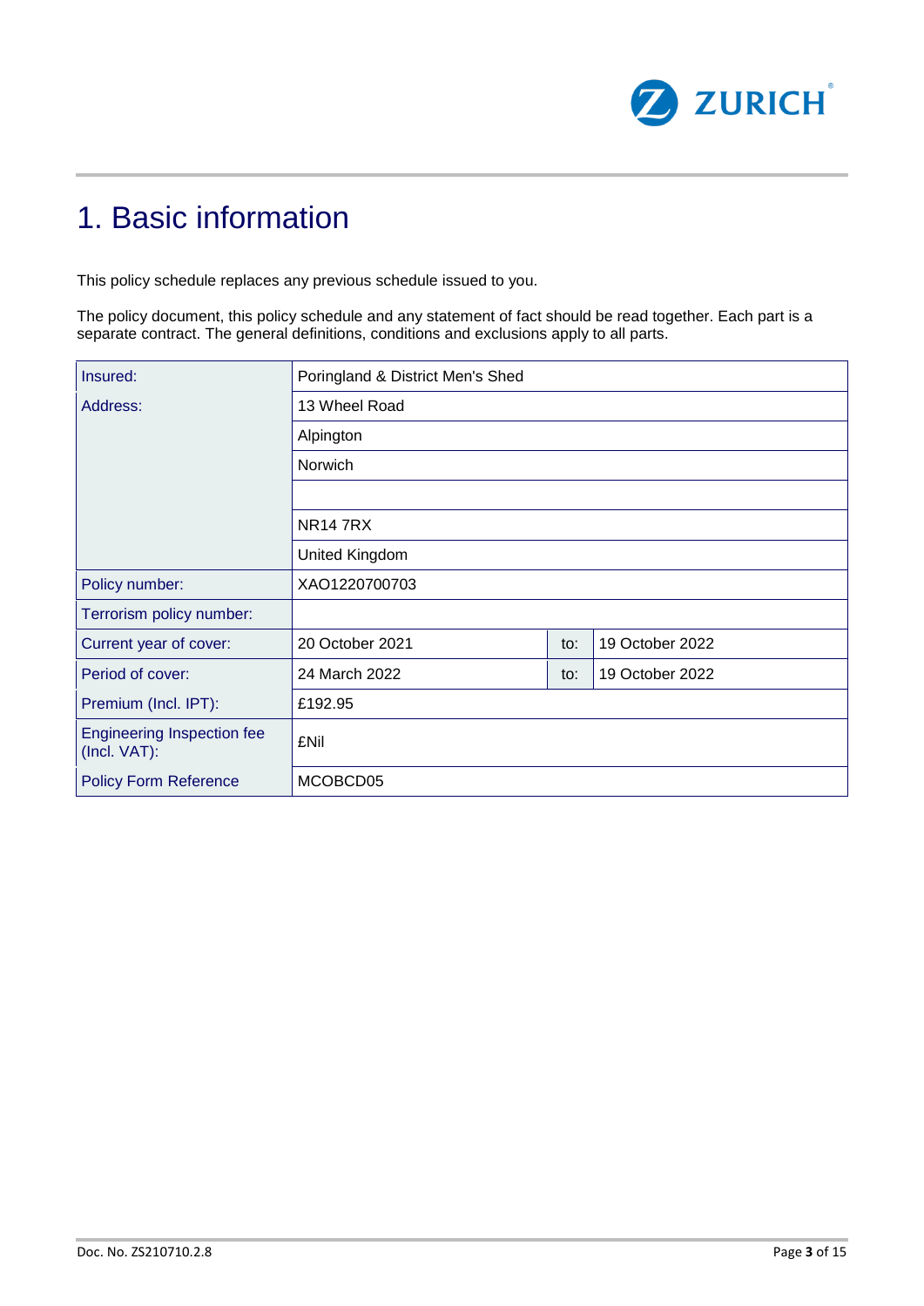# 1. Basic information

This policy schedule replaces any previous schedule issued to you.

The policy document, this policy schedule and any statement of fact should be read together. Each part is a separate contract. The general definitions, conditions and exclusions apply to all parts.

| | | | |
|---|---|---|---|
| Insured: | Poringland & District Men's Shed | | |
| Address: | 13 Wheel Road | | |
| | Alpington | | |
| | Norwich | | |
| | | | |
| | NR14 7RX | | |
| | United Kingdom | | |
| Policy number: | XAO1220700703 | | |
| Terrorism policy number: | | | |
| Current year of cover: | 20 October 2021 | to: | 19 October 2022 |
| Period of cover: | 24 March 2022 | to: | 19 October 2022 |
| Premium (Incl. IPT): | £192.95 | | |
| Engineering Inspection fee (Incl. VAT): | £Nil | | |
| Policy Form Reference | MCOBCD05 | | |

Doc. No. ZS210710.2.8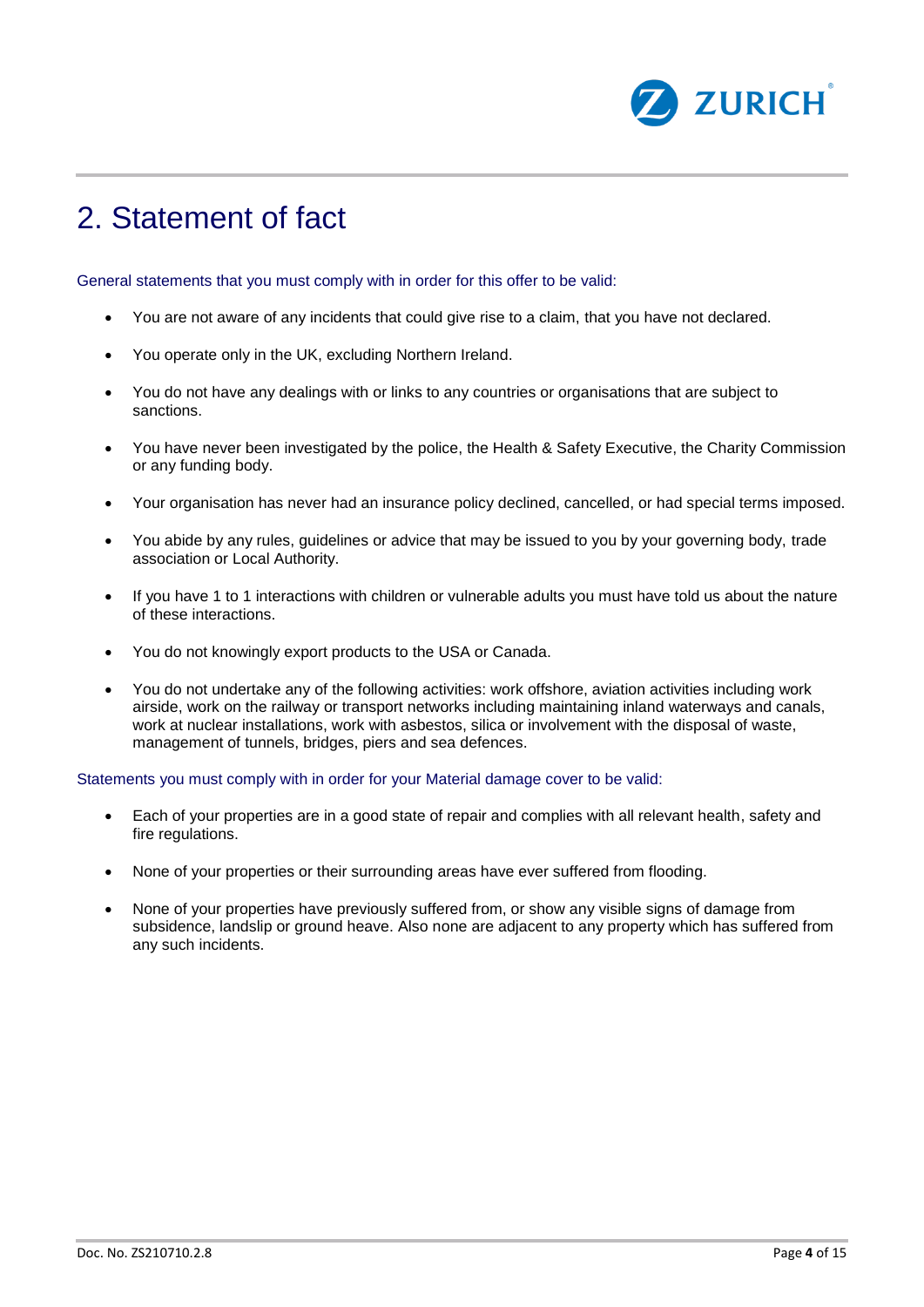# 2. Statement of fact

General statements that you must comply with in order for this offer to be valid:

- You are not aware of any incidents that could give rise to a claim, that you have not declared.
- You operate only in the UK, excluding Northern Ireland.
- You do not have any dealings with or links to any countries or organisations that are subject to sanctions.
- You have never been investigated by the police, the Health & Safety Executive, the Charity Commission or any funding body.
- Your organisation has never had an insurance policy declined, cancelled, or had special terms imposed.
- You abide by any rules, guidelines or advice that may be issued to you by your governing body, trade association or Local Authority.
- If you have 1 to 1 interactions with children or vulnerable adults you must have told us about the nature of these interactions.
- You do not knowingly export products to the USA or Canada.
- You do not undertake any of the following activities: work offshore, aviation activities including work airside, work on the railway or transport networks including maintaining inland waterways and canals, work at nuclear installations, work with asbestos, silica or involvement with the disposal of waste, management of tunnels, bridges, piers and sea defences.

Statements you must comply with in order for your Material damage cover to be valid:

- Each of your properties are in a good state of repair and complies with all relevant health, safety and fire regulations.
- None of your properties or their surrounding areas have ever suffered from flooding.
- None of your properties have previously suffered from, or show any visible signs of damage from subsidence, landslip or ground heave. Also none are adjacent to any property which has suffered from any such incidents.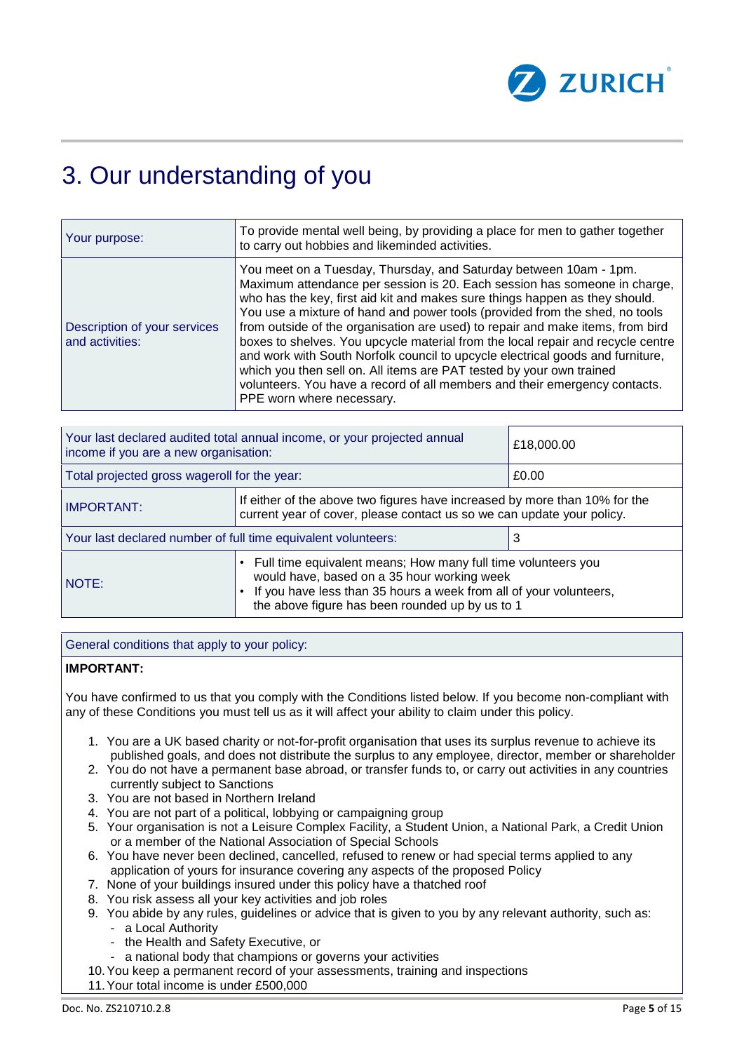# 3. Our understanding of you

| | |
|---|---|
| Your purpose: | To provide mental well being, by providing a place for men to gather together to carry out hobbies and likeminded activities. |
| Description of your services and activities: | You meet on a Tuesday, Thursday, and Saturday between 10am - 1pm. Maximum attendance per session is 20. Each session has someone in charge, who has the key, first aid kit and makes sure things happen as they should. You use a mixture of hand and power tools (provided from the shed, no tools from outside of the organisation are used) to repair and make items, from bird boxes to shelves. You upcycle material from the local repair and recycle centre and work with South Norfolk council to upcycle electrical goods and furniture, which you then sell on. All items are PAT tested by your own trained volunteers. You have a record of all members and their emergency contacts. PPE worn where necessary. |

| | |
|---|---|
| Your last declared audited total annual income, or your projected annual income if you are a new organisation: | £18,000.00 |
| Total projected gross wageroll for the year: | £0.00 |
| IMPORTANT: | If either of the above two figures have increased by more than 10% for the current year of cover, please contact us so we can update your policy. |
| Your last declared number of full time equivalent volunteers: | 3 |
| NOTE: | • Full time equivalent means; How many full time volunteers you would have, based on a 35 hour working week<br>• If you have less than 35 hours a week from all of your volunteers, the above figure has been rounded up by us to 1 |

**General conditions that apply to your policy:**

**IMPORTANT:**

You have confirmed to us that you comply with the Conditions listed below. If you become non-compliant with any of these Conditions you must tell us as it will affect your ability to claim under this policy.

1. You are a UK based charity or not-for-profit organisation that uses its surplus revenue to achieve its published goals, and does not distribute the surplus to any employee, director, member or shareholder
2. You do not have a permanent base abroad, or transfer funds to, or carry out activities in any countries currently subject to Sanctions
3. You are not based in Northern Ireland
4. You are not part of a political, lobbying or campaigning group
5. Your organisation is not a Leisure Complex Facility, a Student Union, a National Park, a Credit Union or a member of the National Association of Special Schools
6. You have never been declined, cancelled, refused to renew or had special terms applied to any application of yours for insurance covering any aspects of the proposed Policy
7. None of your buildings insured under this policy have a thatched roof
8. You risk assess all your key activities and job roles
9. You abide by any rules, guidelines or advice that is given to you by any relevant authority, such as:
   - a Local Authority
   - the Health and Safety Executive, or
   - a national body that champions or governs your activities
10. You keep a permanent record of your assessments, training and inspections
11. Your total income is under £500,000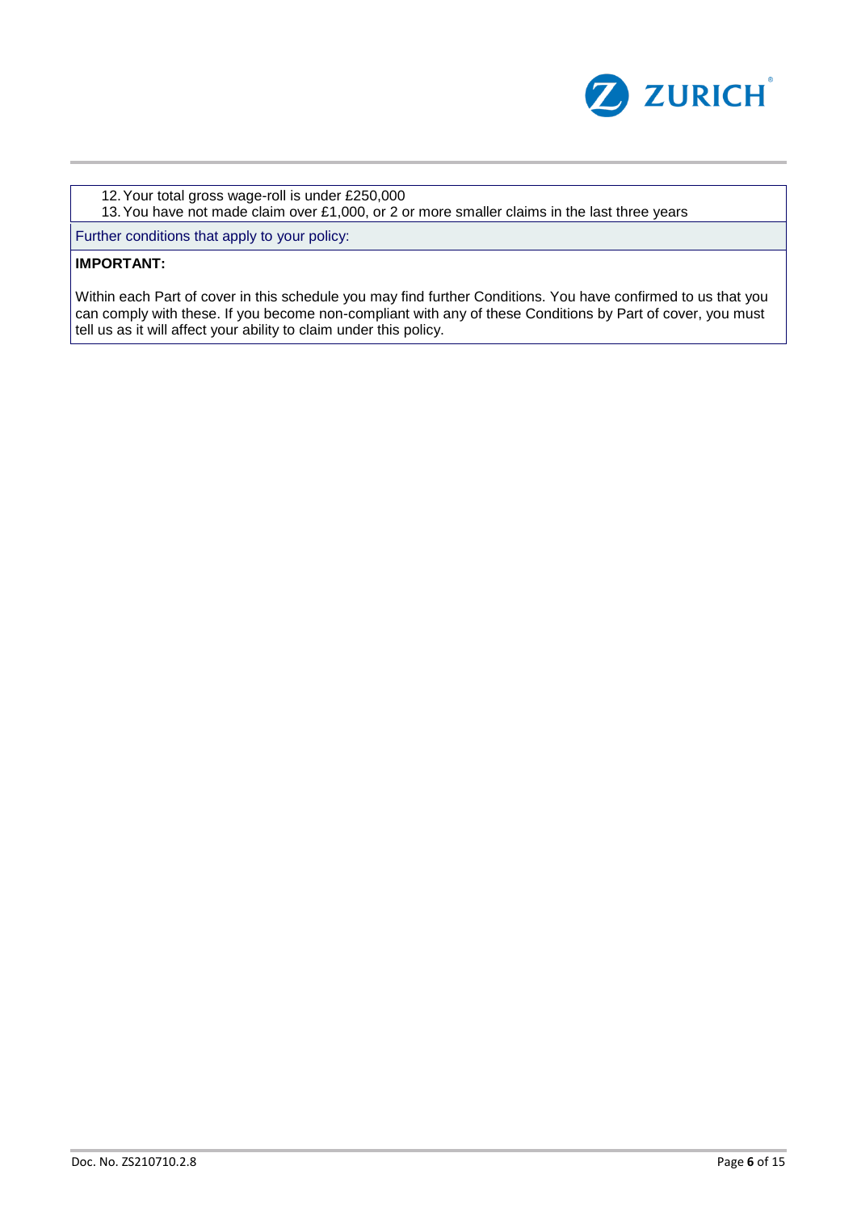12. Your total gross wage-roll is under £250,000
13. You have not made claim over £1,000, or 2 or more smaller claims in the last three years

Further conditions that apply to your policy:

**IMPORTANT:**

Within each Part of cover in this schedule you may find further Conditions. You have confirmed to us that you can comply with these. If you become non-compliant with any of these Conditions by Part of cover, you must tell us as it will affect your ability to claim under this policy.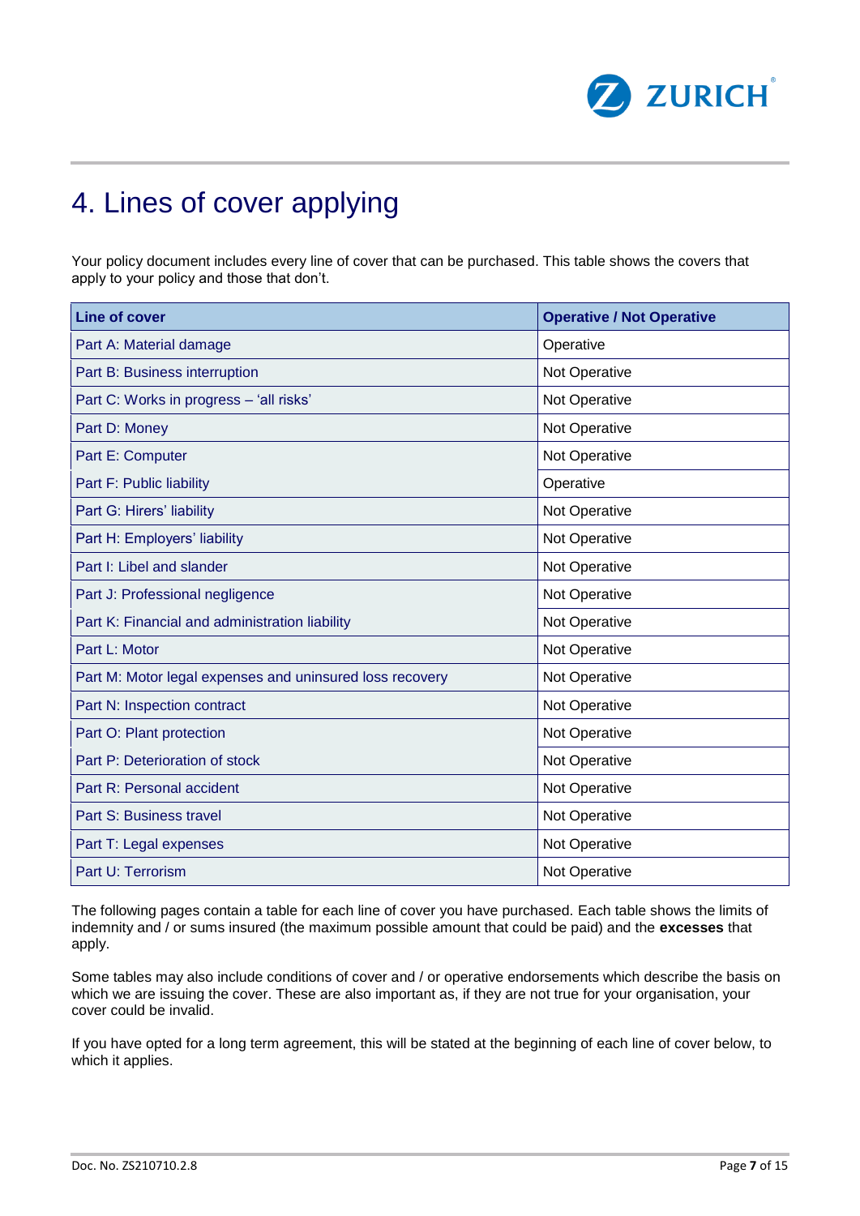# 4. Lines of cover applying

Your policy document includes every line of cover that can be purchased. This table shows the covers that apply to your policy and those that don't.

| Line of cover | Operative / Not Operative |
|---|---|
| Part A: Material damage | Operative |
| Part B: Business interruption | Not Operative |
| Part C: Works in progress – 'all risks' | Not Operative |
| Part D: Money | Not Operative |
| Part E: Computer | Not Operative |
| Part F: Public liability | Operative |
| Part G: Hirers' liability | Not Operative |
| Part H: Employers' liability | Not Operative |
| Part I: Libel and slander | Not Operative |
| Part J: Professional negligence | Not Operative |
| Part K: Financial and administration liability | Not Operative |
| Part L: Motor | Not Operative |
| Part M: Motor legal expenses and uninsured loss recovery | Not Operative |
| Part N: Inspection contract | Not Operative |
| Part O: Plant protection | Not Operative |
| Part P: Deterioration of stock | Not Operative |
| Part R: Personal accident | Not Operative |
| Part S: Business travel | Not Operative |
| Part T: Legal expenses | Not Operative |
| Part U: Terrorism | Not Operative |

The following pages contain a table for each line of cover you have purchased. Each table shows the limits of indemnity and / or sums insured (the maximum possible amount that could be paid) and the **excesses** that apply.

Some tables may also include conditions of cover and / or operative endorsements which describe the basis on which we are issuing the cover. These are also important as, if they are not true for your organisation, your cover could be invalid.

If you have opted for a long term agreement, this will be stated at the beginning of each line of cover below, to which it applies.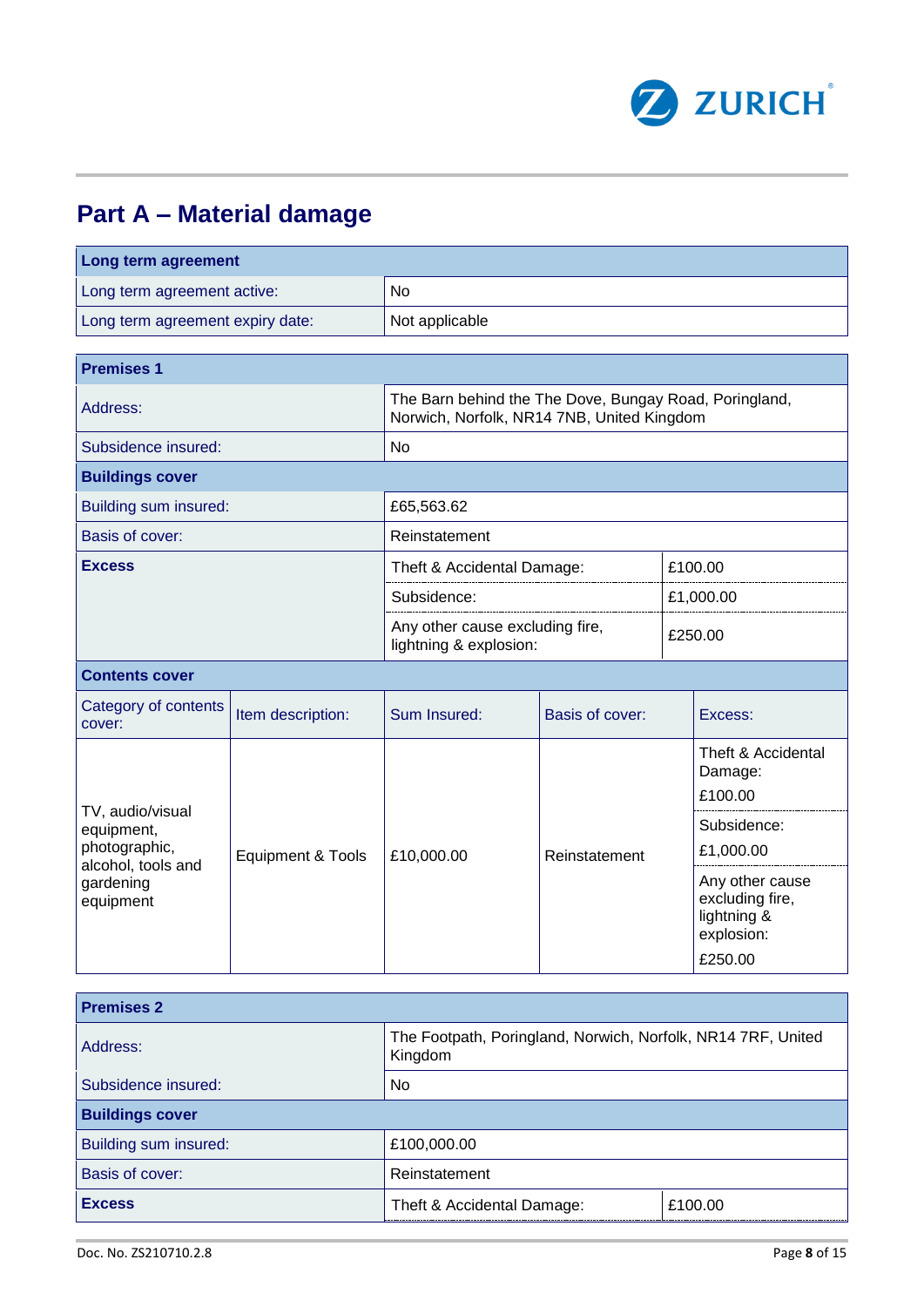## Part A – Material damage

| Long term agreement | |
|---|---|
| Long term agreement active: | No |
| Long term agreement expiry date: | Not applicable |

| Premises 1 | | |
|---|---|---|
| Address: | The Barn behind the The Dove, Bungay Road, Poringland, Norwich, Norfolk, NR14 7NB, United Kingdom | |
| Subsidence insured: | No | |
| **Buildings cover** | | |
| Building sum insured: | £65,563.62 | |
| Basis of cover: | Reinstatement | |
| **Excess** | Theft & Accidental Damage: | £100.00 |
| | Subsidence: | £1,000.00 |
| | Any other cause excluding fire, lightning & explosion: | £250.00 |

**Contents cover**

| Category of contents cover: | Item description: | Sum Insured: | Basis of cover: | Excess: |
|---|---|---|---|---|
| TV, audio/visual equipment, photographic, alcohol, tools and gardening equipment | Equipment & Tools | £10,000.00 | Reinstatement | Theft & Accidental Damage: £100.00 |
| | | | | Subsidence: £1,000.00 |
| | | | | Any other cause excluding fire, lightning & explosion: £250.00 |

| Premises 2 | | |
|---|---|---|
| Address: | The Footpath, Poringland, Norwich, Norfolk, NR14 7RF, United Kingdom | |
| Subsidence insured: | No | |
| **Buildings cover** | | |
| Building sum insured: | £100,000.00 | |
| Basis of cover: | Reinstatement | |
| **Excess** | Theft & Accidental Damage: | £100.00 |

Doc. No. ZS210710.2.8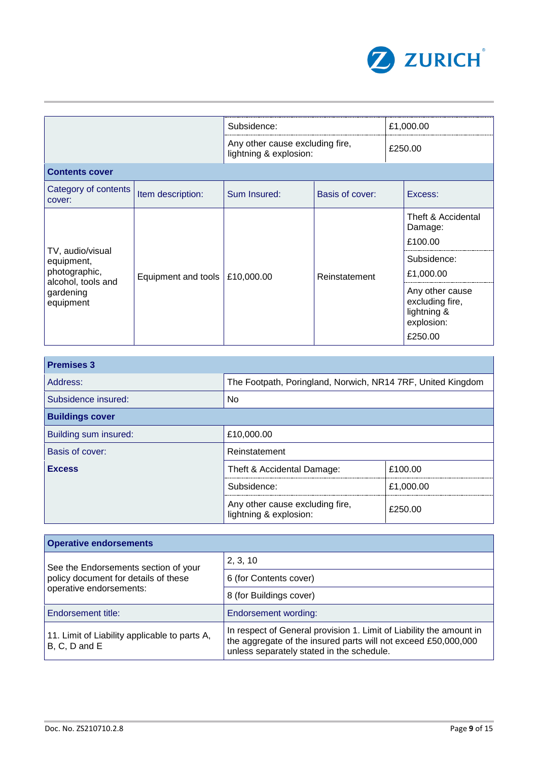| | | |
|---|---|---|
| | Subsidence: | £1,000.00 |
| | Any other cause excluding fire, lightning & explosion: | £250.00 |

**Contents cover**

| Category of contents cover: | Item description: | Sum Insured: | Basis of cover: | Excess: |
|---|---|---|---|---|
| TV, audio/visual equipment, photographic, alcohol, tools and gardening equipment | Equipment and tools | £10,000.00 | Reinstatement | Theft & Accidental Damage: £100.00 |
| | | | | Subsidence: £1,000.00 |
| | | | | Any other cause excluding fire, lightning & explosion: £250.00 |

| **Premises 3** | | |
|---|---|---|
| Address: | The Footpath, Poringland, Norwich, NR14 7RF, United Kingdom | |
| Subsidence insured: | No | |
| **Buildings cover** | | |
| Building sum insured: | £10,000.00 | |
| Basis of cover: | Reinstatement | |
| **Excess** | Theft & Accidental Damage: | £100.00 |
| | Subsidence: | £1,000.00 |
| | Any other cause excluding fire, lightning & explosion: | £250.00 |

| **Operative endorsements** | |
|---|---|
| See the Endorsements section of your policy document for details of these operative endorsements: | 2, 3, 10 |
| | 6 (for Contents cover) |
| | 8 (for Buildings cover) |
| Endorsement title: | Endorsement wording: |
| 11. Limit of Liability applicable to parts A, B, C, D and E | In respect of General provision 1. Limit of Liability the amount in the aggregate of the insured parts will not exceed £50,000,000 unless separately stated in the schedule. |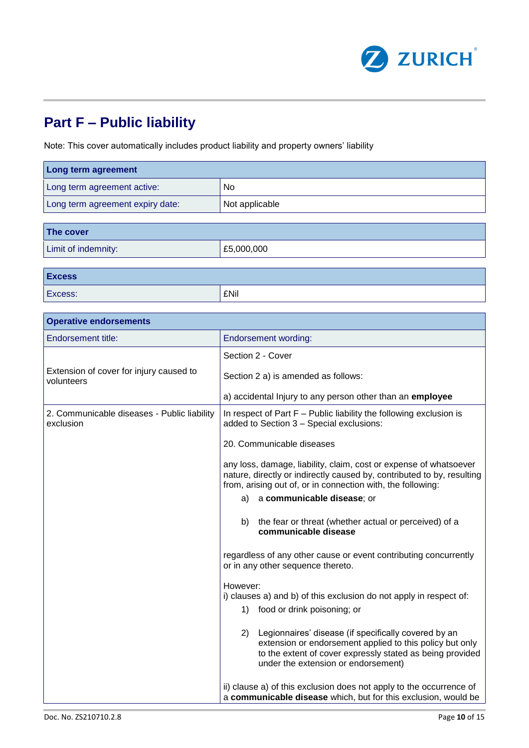# Part F – Public liability

Note: This cover automatically includes product liability and property owners' liability

| Long term agreement | |
|---|---|
| Long term agreement active: | No |
| Long term agreement expiry date: | Not applicable |

| The cover | |
|---|---|
| Limit of indemnity: | £5,000,000 |

| Excess | |
|---|---|
| Excess: | £Nil |

| Operative endorsements | |
|---|---|
| Endorsement title: | Endorsement wording: |
| Extension of cover for injury caused to volunteers | Section 2 - Cover<br><br>Section 2 a) is amended as follows:<br><br>a) accidental Injury to any person other than an **employee** |
| 2. Communicable diseases - Public liability exclusion | In respect of Part F – Public liability the following exclusion is added to Section 3 – Special exclusions:<br><br>20. Communicable diseases<br><br>any loss, damage, liability, claim, cost or expense of whatsoever nature, directly or indirectly caused by, contributed to by, resulting from, arising out of, or in connection with, the following:<br>a) a **communicable disease**; or<br>b) the fear or threat (whether actual or perceived) of a **communicable disease**<br><br>regardless of any other cause or event contributing concurrently or in any other sequence thereto.<br><br>However:<br>i) clauses a) and b) of this exclusion do not apply in respect of:<br>1) food or drink poisoning; or<br>2) Legionnaires' disease (if specifically covered by an extension or endorsement applied to this policy but only to the extent of cover expressly stated as being provided under the extension or endorsement)<br><br>ii) clause a) of this exclusion does not apply to the occurrence of a **communicable disease** which, but for this exclusion, would be |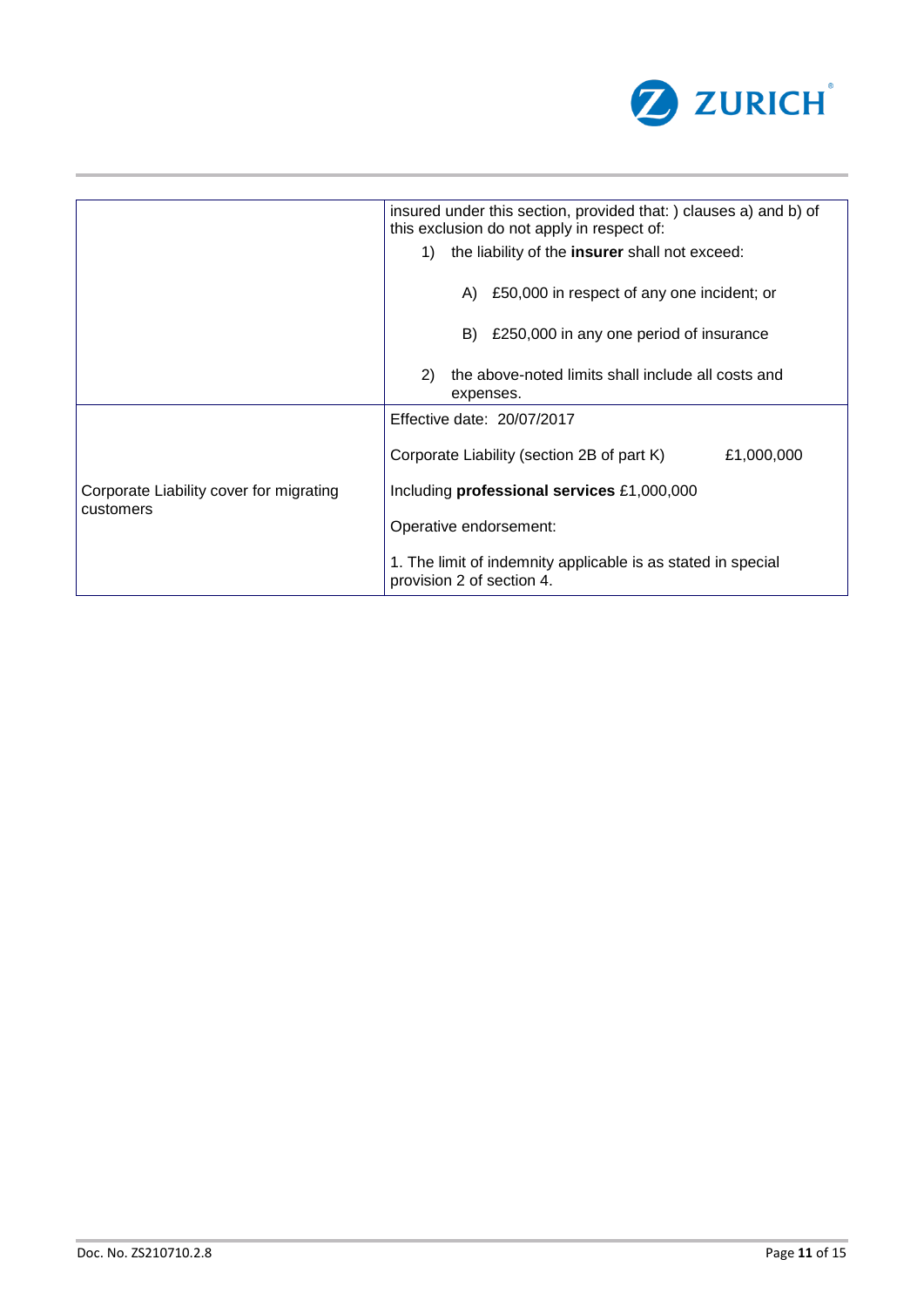| | |
|---|---|
| | insured under this section, provided that: ) clauses a) and b) of this exclusion do not apply in respect of:<br>1) the liability of the **insurer** shall not exceed:<br>A) £50,000 in respect of any one incident; or<br>B) £250,000 in any one period of insurance<br>2) the above-noted limits shall include all costs and expenses. |
| Corporate Liability cover for migrating customers | Effective date: 20/07/2017<br>Corporate Liability (section 2B of part K) £1,000,000<br>Including **professional services** £1,000,000<br>Operative endorsement:<br>1. The limit of indemnity applicable is as stated in special provision 2 of section 4. |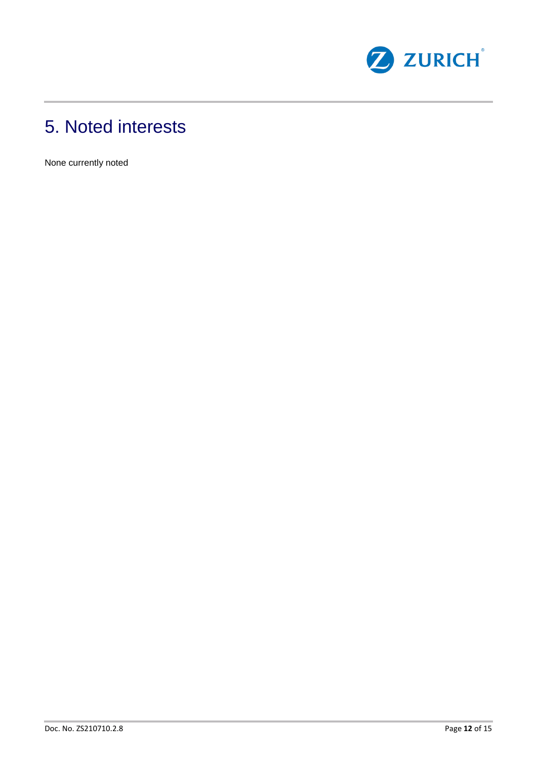# 5. Noted interests

None currently noted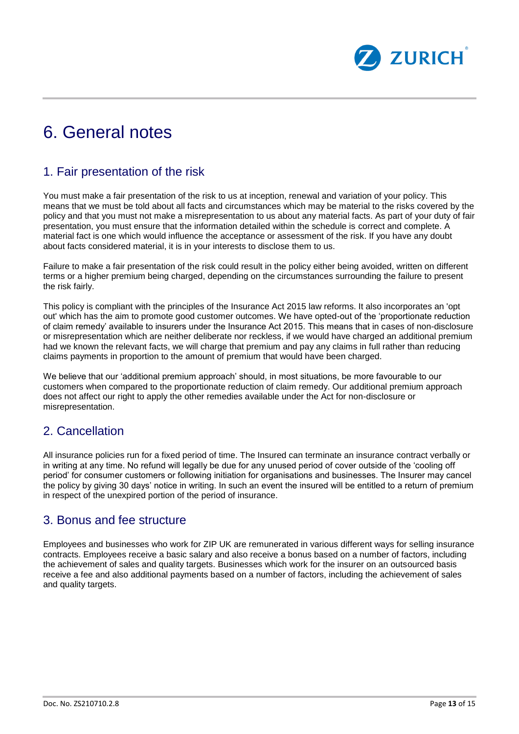# 6. General notes

## 1. Fair presentation of the risk

You must make a fair presentation of the risk to us at inception, renewal and variation of your policy. This means that we must be told about all facts and circumstances which may be material to the risks covered by the policy and that you must not make a misrepresentation to us about any material facts. As part of your duty of fair presentation, you must ensure that the information detailed within the schedule is correct and complete. A material fact is one which would influence the acceptance or assessment of the risk. If you have any doubt about facts considered material, it is in your interests to disclose them to us.

Failure to make a fair presentation of the risk could result in the policy either being avoided, written on different terms or a higher premium being charged, depending on the circumstances surrounding the failure to present the risk fairly.

This policy is compliant with the principles of the Insurance Act 2015 law reforms. It also incorporates an 'opt out' which has the aim to promote good customer outcomes. We have opted-out of the 'proportionate reduction of claim remedy' available to insurers under the Insurance Act 2015. This means that in cases of non-disclosure or misrepresentation which are neither deliberate nor reckless, if we would have charged an additional premium had we known the relevant facts, we will charge that premium and pay any claims in full rather than reducing claims payments in proportion to the amount of premium that would have been charged.

We believe that our 'additional premium approach' should, in most situations, be more favourable to our customers when compared to the proportionate reduction of claim remedy. Our additional premium approach does not affect our right to apply the other remedies available under the Act for non-disclosure or misrepresentation.

## 2. Cancellation

All insurance policies run for a fixed period of time. The Insured can terminate an insurance contract verbally or in writing at any time. No refund will legally be due for any unused period of cover outside of the 'cooling off period' for consumer customers or following initiation for organisations and businesses. The Insurer may cancel the policy by giving 30 days' notice in writing. In such an event the insured will be entitled to a return of premium in respect of the unexpired portion of the period of insurance.

## 3. Bonus and fee structure

Employees and businesses who work for ZIP UK are remunerated in various different ways for selling insurance contracts. Employees receive a basic salary and also receive a bonus based on a number of factors, including the achievement of sales and quality targets. Businesses which work for the insurer on an outsourced basis receive a fee and also additional payments based on a number of factors, including the achievement of sales and quality targets.

Doc. No. ZS210710.2.8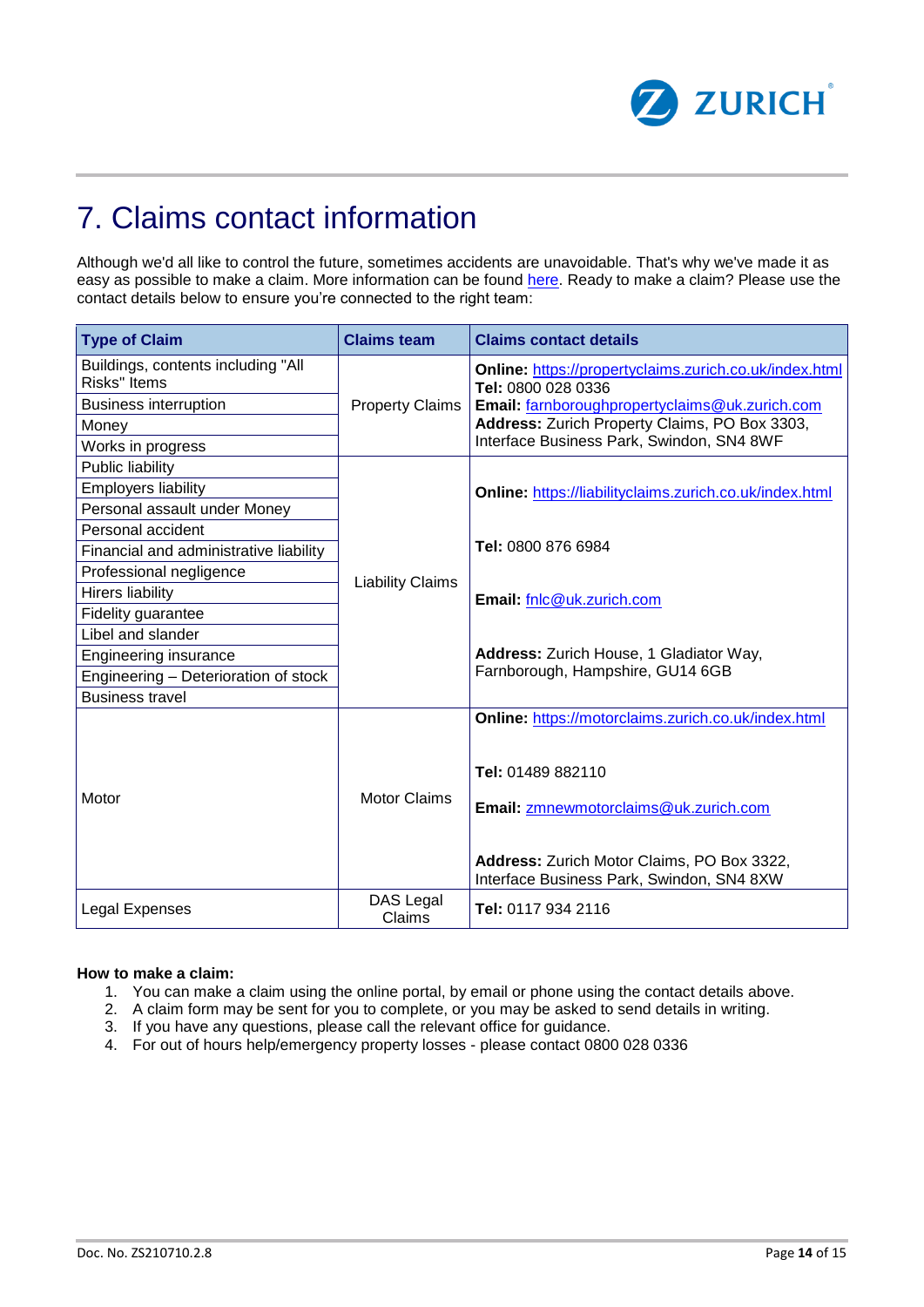# 7. Claims contact information

Although we'd all like to control the future, sometimes accidents are unavoidable. That's why we've made it as easy as possible to make a claim. More information can be found here. Ready to make a claim? Please use the contact details below to ensure you're connected to the right team:

| Type of Claim | Claims team | Claims contact details |
|---|---|---|
| Buildings, contents including "All Risks" Items | Property Claims | **Online:** https://propertyclaims.zurich.co.uk/index.html **Tel:** 0800 028 0336 **Email:** farnboroughpropertyclaims@uk.zurich.com **Address:** Zurich Property Claims, PO Box 3303, Interface Business Park, Swindon, SN4 8WF |
| Business interruption | | |
| Money | | |
| Works in progress | | |
| Public liability | Liability Claims | **Online:** https://liabilityclaims.zurich.co.uk/index.html **Tel:** 0800 876 6984 **Email:** fnlc@uk.zurich.com **Address:** Zurich House, 1 Gladiator Way, Farnborough, Hampshire, GU14 6GB |
| Employers liability | | |
| Personal assault under Money | | |
| Personal accident | | |
| Financial and administrative liability | | |
| Professional negligence | | |
| Hirers liability | | |
| Fidelity guarantee | | |
| Libel and slander | | |
| Engineering insurance | | |
| Engineering – Deterioration of stock | | |
| Business travel | | |
| Motor | Motor Claims | **Online:** https://motorclaims.zurich.co.uk/index.html **Tel:** 01489 882110 **Email:** zmnewmotorclaims@uk.zurich.com **Address:** Zurich Motor Claims, PO Box 3322, Interface Business Park, Swindon, SN4 8XW |
| Legal Expenses | DAS Legal Claims | **Tel:** 0117 934 2116 |

**How to make a claim:**

1. You can make a claim using the online portal, by email or phone using the contact details above.
2. A claim form may be sent for you to complete, or you may be asked to send details in writing.
3. If you have any questions, please call the relevant office for guidance.
4. For out of hours help/emergency property losses - please contact 0800 028 0336

Doc. No. ZS210710.2.8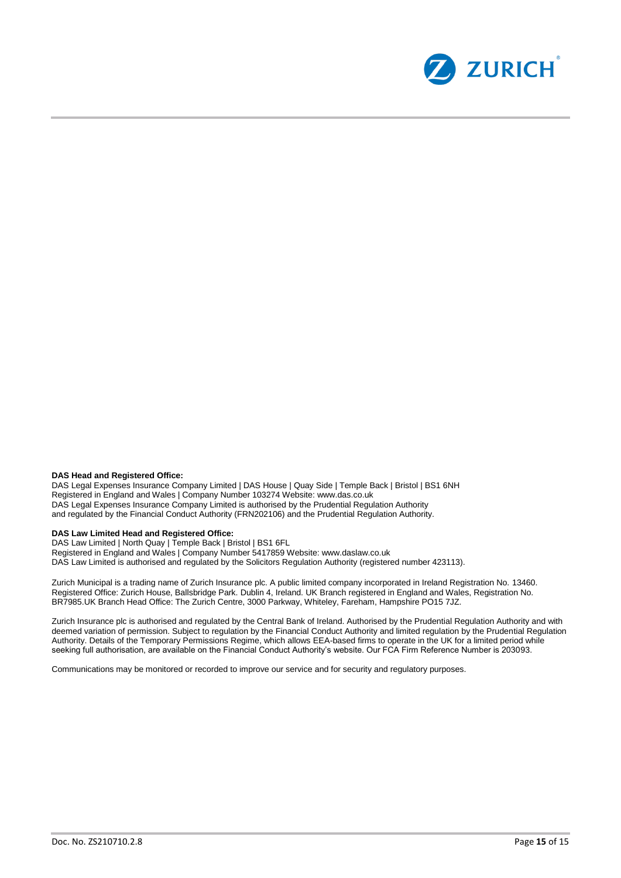**DAS Head and Registered Office:**
DAS Legal Expenses Insurance Company Limited | DAS House | Quay Side | Temple Back | Bristol | BS1 6NH
Registered in England and Wales | Company Number 103274 Website: www.das.co.uk
DAS Legal Expenses Insurance Company Limited is authorised by the Prudential Regulation Authority
and regulated by the Financial Conduct Authority (FRN202106) and the Prudential Regulation Authority.

**DAS Law Limited Head and Registered Office:**
DAS Law Limited | North Quay | Temple Back | Bristol | BS1 6FL
Registered in England and Wales | Company Number 5417859 Website: www.daslaw.co.uk
DAS Law Limited is authorised and regulated by the Solicitors Regulation Authority (registered number 423113).

Zurich Municipal is a trading name of Zurich Insurance plc. A public limited company incorporated in Ireland Registration No. 13460. Registered Office: Zurich House, Ballsbridge Park. Dublin 4, Ireland. UK Branch registered in England and Wales, Registration No. BR7985.UK Branch Head Office: The Zurich Centre, 3000 Parkway, Whiteley, Fareham, Hampshire PO15 7JZ.

Zurich Insurance plc is authorised and regulated by the Central Bank of Ireland. Authorised by the Prudential Regulation Authority and with deemed variation of permission. Subject to regulation by the Financial Conduct Authority and limited regulation by the Prudential Regulation Authority. Details of the Temporary Permissions Regime, which allows EEA-based firms to operate in the UK for a limited period while seeking full authorisation, are available on the Financial Conduct Authority's website. Our FCA Firm Reference Number is 203093.

Communications may be monitored or recorded to improve our service and for security and regulatory purposes.

Doc. No. ZS210710.2.8